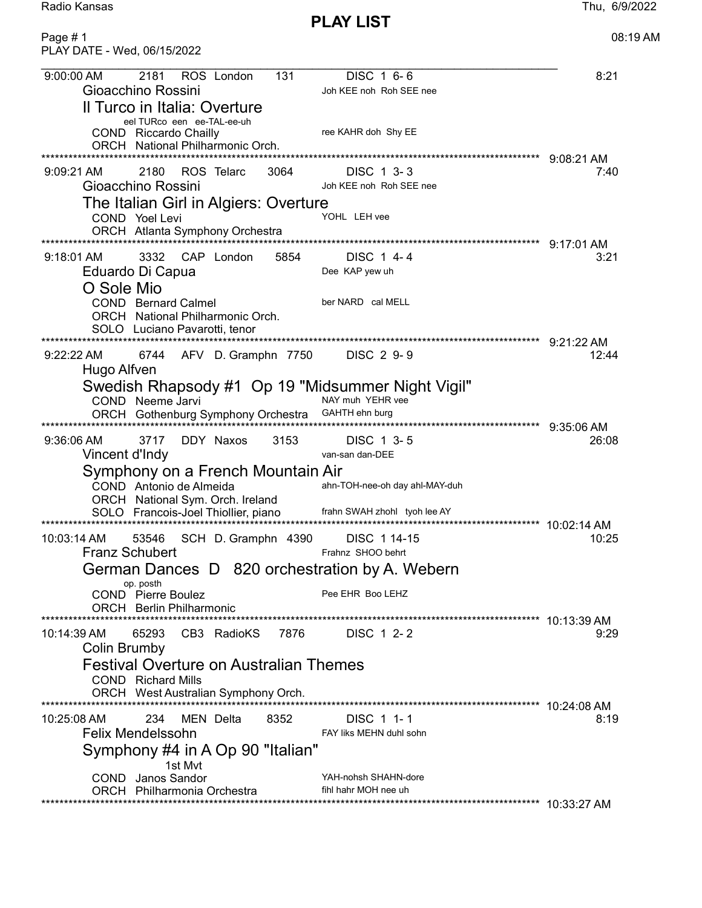Radio Kansas — Thu, 6/9/2022

# PLAY LIST

Page # 1 — 08:19 AM

PLAY DATE - Wed, 06/15/2022

---

9:00:00 AM 2181 ROS London 131 DISC 1 6- 6 — 8:21

Gioacchino Rossini — Joh KEE noh Roh SEE nee

**Il Turco in Italia: Overture**

eel TURco een ee-TAL-ee-uh

COND Riccardo Chailly — ree KAHR doh Shy EE

ORCH National Philharmonic Orch.

*********************************************************************** 9:08:21 AM

9:09:21 AM 2180 ROS Telarc 3064 DISC 1 3- 3 — 7:40

Gioacchino Rossini — Joh KEE noh Roh SEE nee

**The Italian Girl in Algiers: Overture**

COND Yoel Levi — YOHL LEH vee

ORCH Atlanta Symphony Orchestra

*********************************************************************** 9:17:01 AM

9:18:01 AM 3332 CAP London 5854 DISC 1 4- 4 — 3:21

Eduardo Di Capua — Dee KAP yew uh

**O Sole Mio**

COND Bernard Calmel — ber NARD cal MELL

ORCH National Philharmonic Orch.

SOLO Luciano Pavarotti, tenor

*********************************************************************** 9:21:22 AM

9:22:22 AM 6744 AFV D. Gramphn 7750 DISC 2 9- 9 — 12:44

Hugo Alfven

**Swedish Rhapsody #1 Op 19 "Midsummer Night Vigil"**

COND Neeme Jarvi — NAY muh YEHR vee

ORCH Gothenburg Symphony Orchestra — GAHTH ehn burg

*********************************************************************** 9:35:06 AM

9:36:06 AM 3717 DDY Naxos 3153 DISC 1 3- 5 — 26:08

Vincent d'Indy — van-san dan-DEE

**Symphony on a French Mountain Air**

COND Antonio de Almeida — ahn-TOH-nee-oh day ahl-MAY-duh

ORCH National Sym. Orch. Ireland

SOLO Francois-Joel Thiollier, piano — frahn SWAH zhohl tyoh lee AY

*********************************************************************** 10:02:14 AM

10:03:14 AM 53546 SCH D. Gramphn 4390 DISC 1 14-15 — 10:25

Franz Schubert — Frahnz SHOO behrt

**German Dances D 820 orchestration by A. Webern**

op. posth

COND Pierre Boulez — Pee EHR Boo LEHZ

ORCH Berlin Philharmonic

*********************************************************************** 10:13:39 AM

10:14:39 AM 65293 CB3 RadioKS 7876 DISC 1 2- 2 — 9:29

Colin Brumby

**Festival Overture on Australian Themes**

COND Richard Mills

ORCH West Australian Symphony Orch.

*********************************************************************** 10:24:08 AM

10:25:08 AM 234 MEN Delta 8352 DISC 1 1- 1 — 8:19

Felix Mendelssohn — FAY liks MEHN duhl sohn

**Symphony #4 in A Op 90 "Italian"**

1st Mvt

COND Janos Sandor — YAH-nohsh SHAHN-dore

ORCH Philharmonia Orchestra — fihl hahr MOH nee uh

*********************************************************************** 10:33:27 AM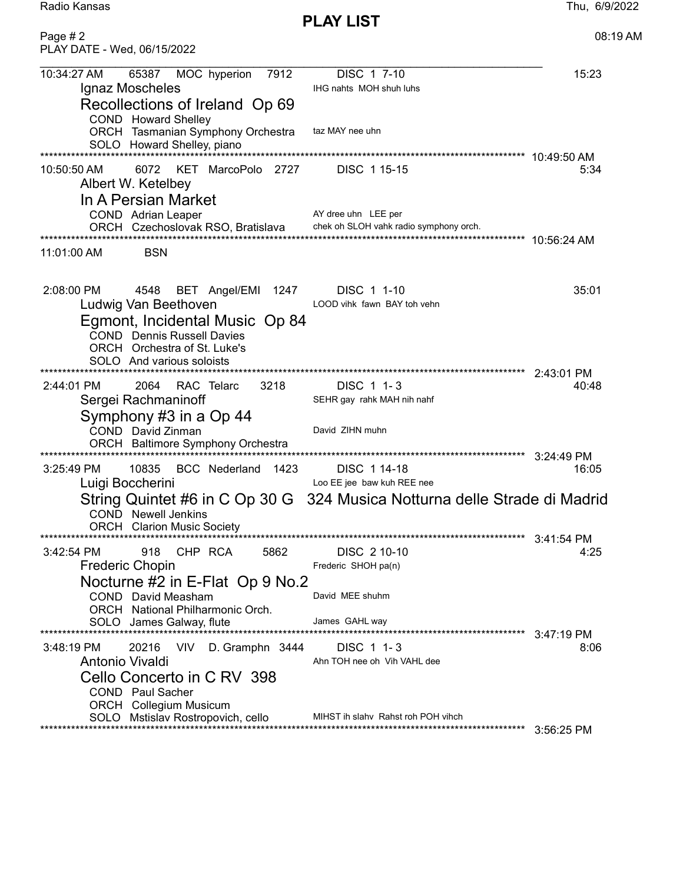# PLAY LIST

PLAY DATE - Wed, 06/15/2022

---

10:34:27 AM 65387 MOC hyperion 7912 DISC 1 7-10 15:23

Ignaz Moscheles — IHG nahts MOH shuh luhs

**Recollections of Ireland Op 69**

COND Howard Shelley
ORCH Tasmanian Symphony Orchestra — taz MAY nee uhn
SOLO Howard Shelley, piano

10:49:50 AM

---

10:50:50 AM 6072 KET MarcoPolo 2727 DISC 1 15-15 5:34

Albert W. Ketelbey

**In A Persian Market**

COND Adrian Leaper — AY dree uhn LEE per
ORCH Czechoslovak RSO, Bratislava — chek oh SLOH vahk radio symphony orch.

10:56:24 AM

---

11:01:00 AM BSN

---

2:08:00 PM 4548 BET Angel/EMI 1247 DISC 1 1-10 35:01

Ludwig Van Beethoven — LOOD vihk fawn BAY toh vehn

**Egmont, Incidental Music Op 84**

COND Dennis Russell Davies
ORCH Orchestra of St. Luke's
SOLO And various soloists

2:43:01 PM

---

2:44:01 PM 2064 RAC Telarc 3218 DISC 1 1- 3 40:48

Sergei Rachmaninoff — SEHR gay rahk MAH nih nahf

**Symphony #3 in a Op 44**

COND David Zinman — David ZIHN muhn
ORCH Baltimore Symphony Orchestra

3:24:49 PM

---

3:25:49 PM 10835 BCC Nederland 1423 DISC 1 14-18 16:05

Luigi Boccherini — Loo EE jee baw kuh REE nee

**String Quintet #6 in C Op 30 G 324 Musica Notturna delle Strade di Madrid**

COND Newell Jenkins
ORCH Clarion Music Society

3:41:54 PM

---

3:42:54 PM 918 CHP RCA 5862 DISC 2 10-10 4:25

Frederic Chopin — Frederic SHOH pa(n)

**Nocturne #2 in E-Flat Op 9 No.2**

COND David Measham — David MEE shuhm
ORCH National Philharmonic Orch.
SOLO James Galway, flute — James GAHL way

3:47:19 PM

---

3:48:19 PM 20216 VIV D. Gramphn 3444 DISC 1 1- 3 8:06

Antonio Vivaldi — Ahn TOH nee oh Vih VAHL dee

**Cello Concerto in C RV 398**

COND Paul Sacher
ORCH Collegium Musicum
SOLO Mstislav Rostropovich, cello — MIHST ih slahv Rahst roh POH vihch

3:56:25 PM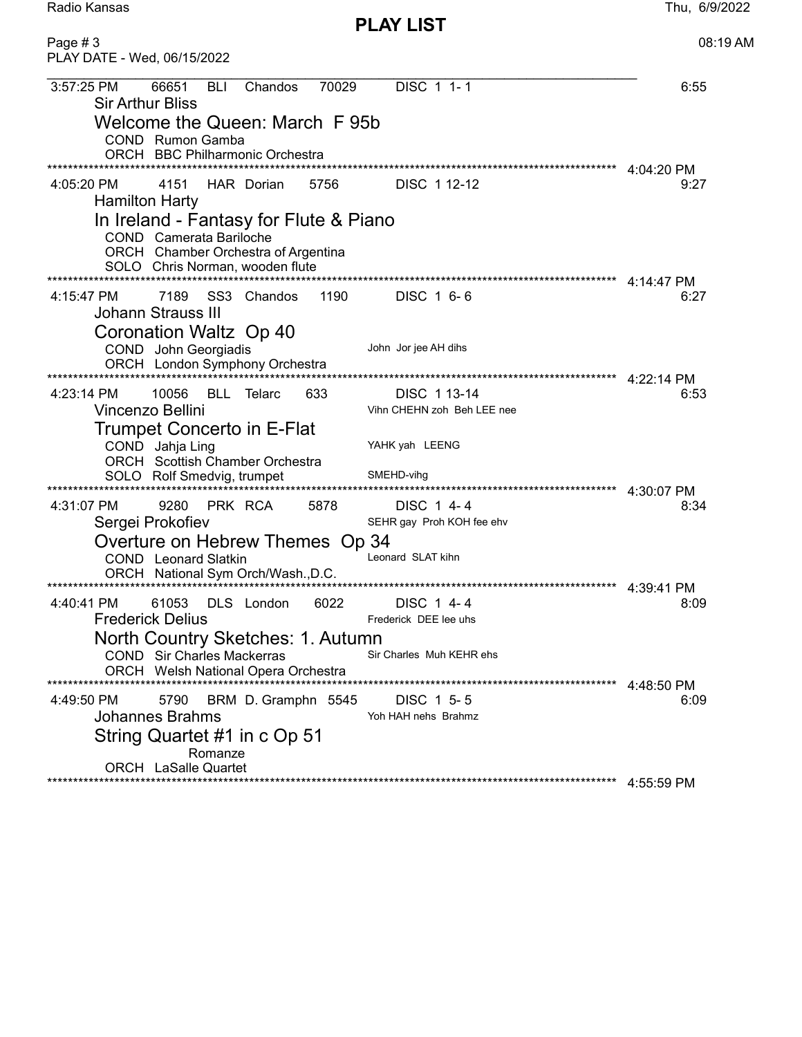Radio Kansas

# PLAY LIST

Thu, 6/9/2022

08:19 AM

PLAY DATE - Wed, 06/15/2022

---

3:57:25 PM 66651 BLI Chandos 70029 DISC 1 1- 1 6:55

Sir Arthur Bliss

Welcome the Queen: March F 95b

COND Rumon Gamba

ORCH BBC Philharmonic Orchestra

4:04:20 PM

---

4:05:20 PM 4151 HAR Dorian 5756 DISC 1 12-12 9:27

Hamilton Harty

In Ireland - Fantasy for Flute & Piano

COND Camerata Bariloche

ORCH Chamber Orchestra of Argentina

SOLO Chris Norman, wooden flute

4:14:47 PM

---

4:15:47 PM 7189 SS3 Chandos 1190 DISC 1 6- 6 6:27

Johann Strauss III

Coronation Waltz Op 40

COND John Georgiadis — John Jor jee AH dihs

ORCH London Symphony Orchestra

4:22:14 PM

---

4:23:14 PM 10056 BLL Telarc 633 DISC 1 13-14 6:53

Vincenzo Bellini — Vihn CHEHN zoh Beh LEE nee

Trumpet Concerto in E-Flat

COND Jahja Ling — YAHK yah LEENG

ORCH Scottish Chamber Orchestra

SOLO Rolf Smedvig, trumpet — SMEHD-vihg

4:30:07 PM

---

4:31:07 PM 9280 PRK RCA 5878 DISC 1 4- 4 8:34

Sergei Prokofiev — SEHR gay Proh KOH fee ehv

Overture on Hebrew Themes Op 34

COND Leonard Slatkin — Leonard SLAT kihn

ORCH National Sym Orch/Wash.,D.C.

4:39:41 PM

---

4:40:41 PM 61053 DLS London 6022 DISC 1 4- 4 8:09

Frederick Delius — Frederick DEE lee uhs

North Country Sketches: 1. Autumn

COND Sir Charles Mackerras — Sir Charles Muh KEHR ehs

ORCH Welsh National Opera Orchestra

4:48:50 PM

---

4:49:50 PM 5790 BRM D. Gramphn 5545 DISC 1 5- 5 6:09

Johannes Brahms — Yoh HAH nehs Brahmz

String Quartet #1 in c Op 51

Romanze

ORCH LaSalle Quartet

4:55:59 PM